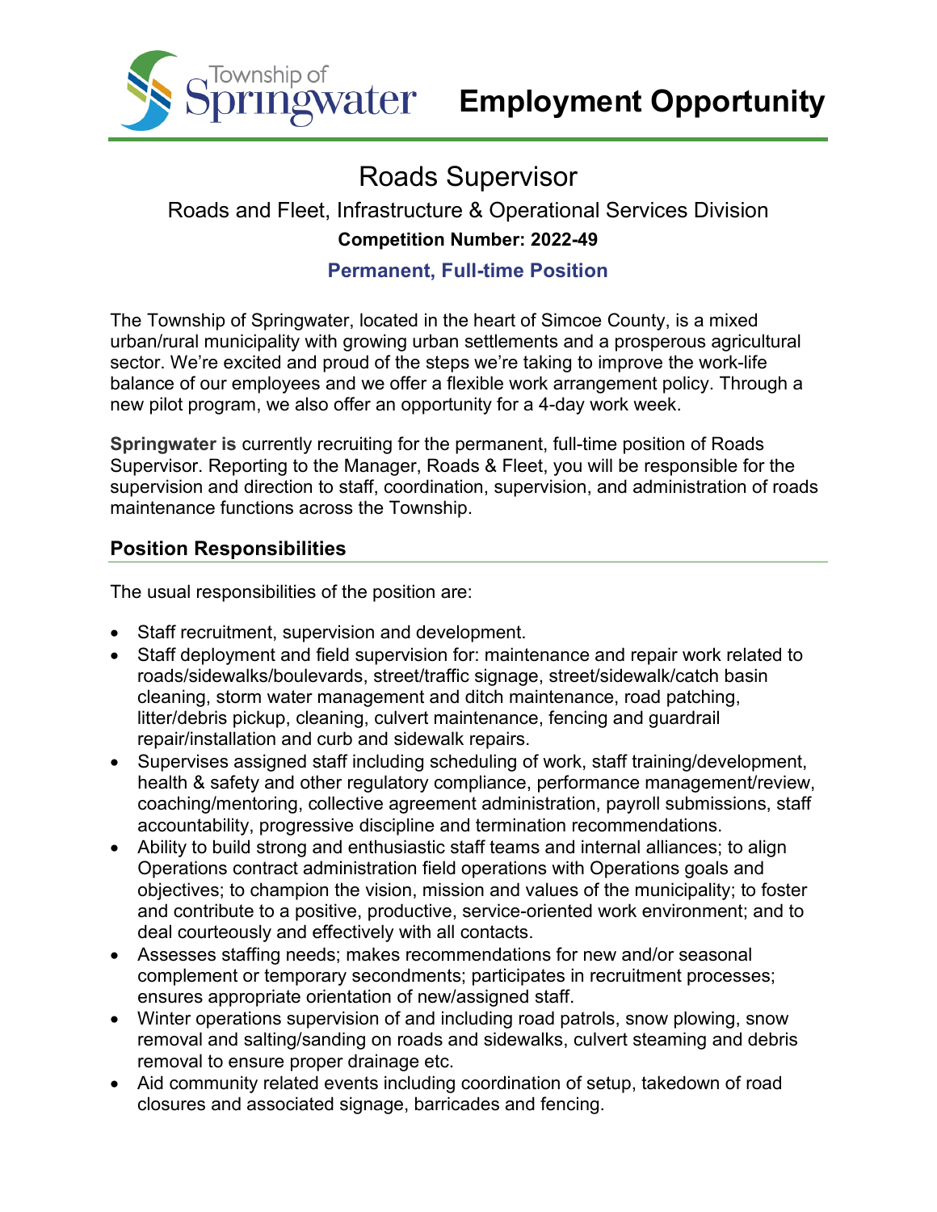Township of Springwater

# Employment Opportunity

## Roads Supervisor

Roads and Fleet, Infrastructure & Operational Services Division

**Competition Number: 2022-49**

**Permanent, Full-time Position**

The Township of Springwater, located in the heart of Simcoe County, is a mixed urban/rural municipality with growing urban settlements and a prosperous agricultural sector. We're excited and proud of the steps we're taking to improve the work-life balance of our employees and we offer a flexible work arrangement policy. Through a new pilot program, we also offer an opportunity for a 4-day work week.

**Springwater is** currently recruiting for the permanent, full-time position of Roads Supervisor. Reporting to the Manager, Roads & Fleet, you will be responsible for the supervision and direction to staff, coordination, supervision, and administration of roads maintenance functions across the Township.

### Position Responsibilities

The usual responsibilities of the position are:

- Staff recruitment, supervision and development.
- Staff deployment and field supervision for: maintenance and repair work related to roads/sidewalks/boulevards, street/traffic signage, street/sidewalk/catch basin cleaning, storm water management and ditch maintenance, road patching, litter/debris pickup, cleaning, culvert maintenance, fencing and guardrail repair/installation and curb and sidewalk repairs.
- Supervises assigned staff including scheduling of work, staff training/development, health & safety and other regulatory compliance, performance management/review, coaching/mentoring, collective agreement administration, payroll submissions, staff accountability, progressive discipline and termination recommendations.
- Ability to build strong and enthusiastic staff teams and internal alliances; to align Operations contract administration field operations with Operations goals and objectives; to champion the vision, mission and values of the municipality; to foster and contribute to a positive, productive, service-oriented work environment; and to deal courteously and effectively with all contacts.
- Assesses staffing needs; makes recommendations for new and/or seasonal complement or temporary secondments; participates in recruitment processes; ensures appropriate orientation of new/assigned staff.
- Winter operations supervision of and including road patrols, snow plowing, snow removal and salting/sanding on roads and sidewalks, culvert steaming and debris removal to ensure proper drainage etc.
- Aid community related events including coordination of setup, takedown of road closures and associated signage, barricades and fencing.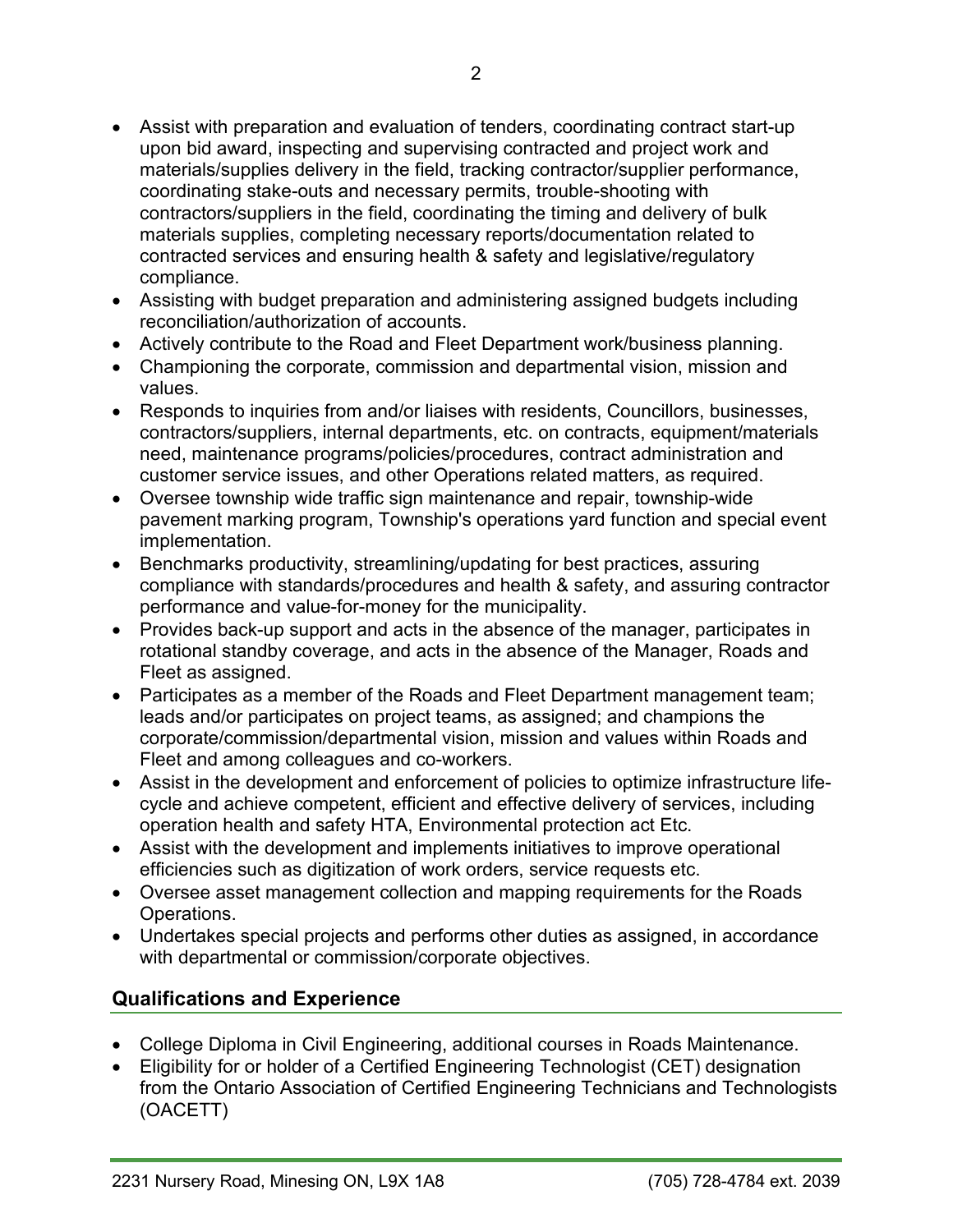- Assist with preparation and evaluation of tenders, coordinating contract start-up upon bid award, inspecting and supervising contracted and project work and materials/supplies delivery in the field, tracking contractor/supplier performance, coordinating stake-outs and necessary permits, trouble-shooting with contractors/suppliers in the field, coordinating the timing and delivery of bulk materials supplies, completing necessary reports/documentation related to contracted services and ensuring health & safety and legislative/regulatory compliance.
- Assisting with budget preparation and administering assigned budgets including reconciliation/authorization of accounts.
- Actively contribute to the Road and Fleet Department work/business planning.
- Championing the corporate, commission and departmental vision, mission and values.
- Responds to inquiries from and/or liaises with residents, Councillors, businesses, contractors/suppliers, internal departments, etc. on contracts, equipment/materials need, maintenance programs/policies/procedures, contract administration and customer service issues, and other Operations related matters, as required.
- Oversee township wide traffic sign maintenance and repair, township-wide pavement marking program, Township's operations yard function and special event implementation.
- Benchmarks productivity, streamlining/updating for best practices, assuring compliance with standards/procedures and health & safety, and assuring contractor performance and value-for-money for the municipality.
- Provides back-up support and acts in the absence of the manager, participates in rotational standby coverage, and acts in the absence of the Manager, Roads and Fleet as assigned.
- Participates as a member of the Roads and Fleet Department management team; leads and/or participates on project teams, as assigned; and champions the corporate/commission/departmental vision, mission and values within Roads and Fleet and among colleagues and co-workers.
- Assist in the development and enforcement of policies to optimize infrastructure life-cycle and achieve competent, efficient and effective delivery of services, including operation health and safety HTA, Environmental protection act Etc.
- Assist with the development and implements initiatives to improve operational efficiencies such as digitization of work orders, service requests etc.
- Oversee asset management collection and mapping requirements for the Roads Operations.
- Undertakes special projects and performs other duties as assigned, in accordance with departmental or commission/corporate objectives.

## Qualifications and Experience

- College Diploma in Civil Engineering, additional courses in Roads Maintenance.
- Eligibility for or holder of a Certified Engineering Technologist (CET) designation from the Ontario Association of Certified Engineering Technicians and Technologists (OACETT)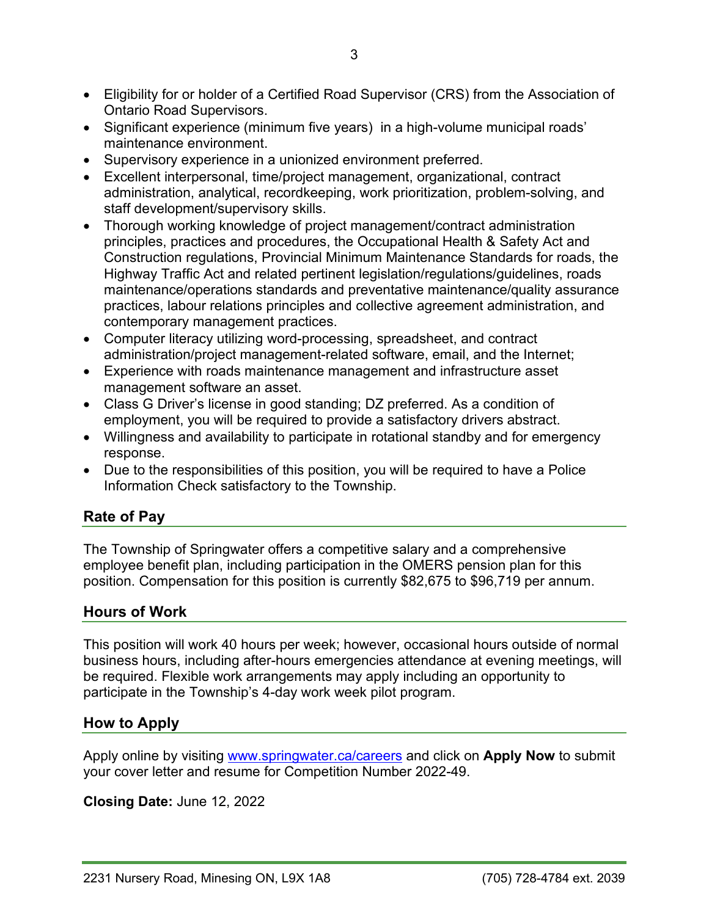- Eligibility for or holder of a Certified Road Supervisor (CRS) from the Association of Ontario Road Supervisors.
- Significant experience (minimum five years) in a high-volume municipal roads' maintenance environment.
- Supervisory experience in a unionized environment preferred.
- Excellent interpersonal, time/project management, organizational, contract administration, analytical, recordkeeping, work prioritization, problem-solving, and staff development/supervisory skills.
- Thorough working knowledge of project management/contract administration principles, practices and procedures, the Occupational Health & Safety Act and Construction regulations, Provincial Minimum Maintenance Standards for roads, the Highway Traffic Act and related pertinent legislation/regulations/guidelines, roads maintenance/operations standards and preventative maintenance/quality assurance practices, labour relations principles and collective agreement administration, and contemporary management practices.
- Computer literacy utilizing word-processing, spreadsheet, and contract administration/project management-related software, email, and the Internet;
- Experience with roads maintenance management and infrastructure asset management software an asset.
- Class G Driver's license in good standing; DZ preferred. As a condition of employment, you will be required to provide a satisfactory drivers abstract.
- Willingness and availability to participate in rotational standby and for emergency response.
- Due to the responsibilities of this position, you will be required to have a Police Information Check satisfactory to the Township.

## Rate of Pay

The Township of Springwater offers a competitive salary and a comprehensive employee benefit plan, including participation in the OMERS pension plan for this position. Compensation for this position is currently $82,675 to $96,719 per annum.

## Hours of Work

This position will work 40 hours per week; however, occasional hours outside of normal business hours, including after-hours emergencies attendance at evening meetings, will be required. Flexible work arrangements may apply including an opportunity to participate in the Township's 4-day work week pilot program.

## How to Apply

Apply online by visiting www.springwater.ca/careers and click on **Apply Now** to submit your cover letter and resume for Competition Number 2022-49.

**Closing Date:** June 12, 2022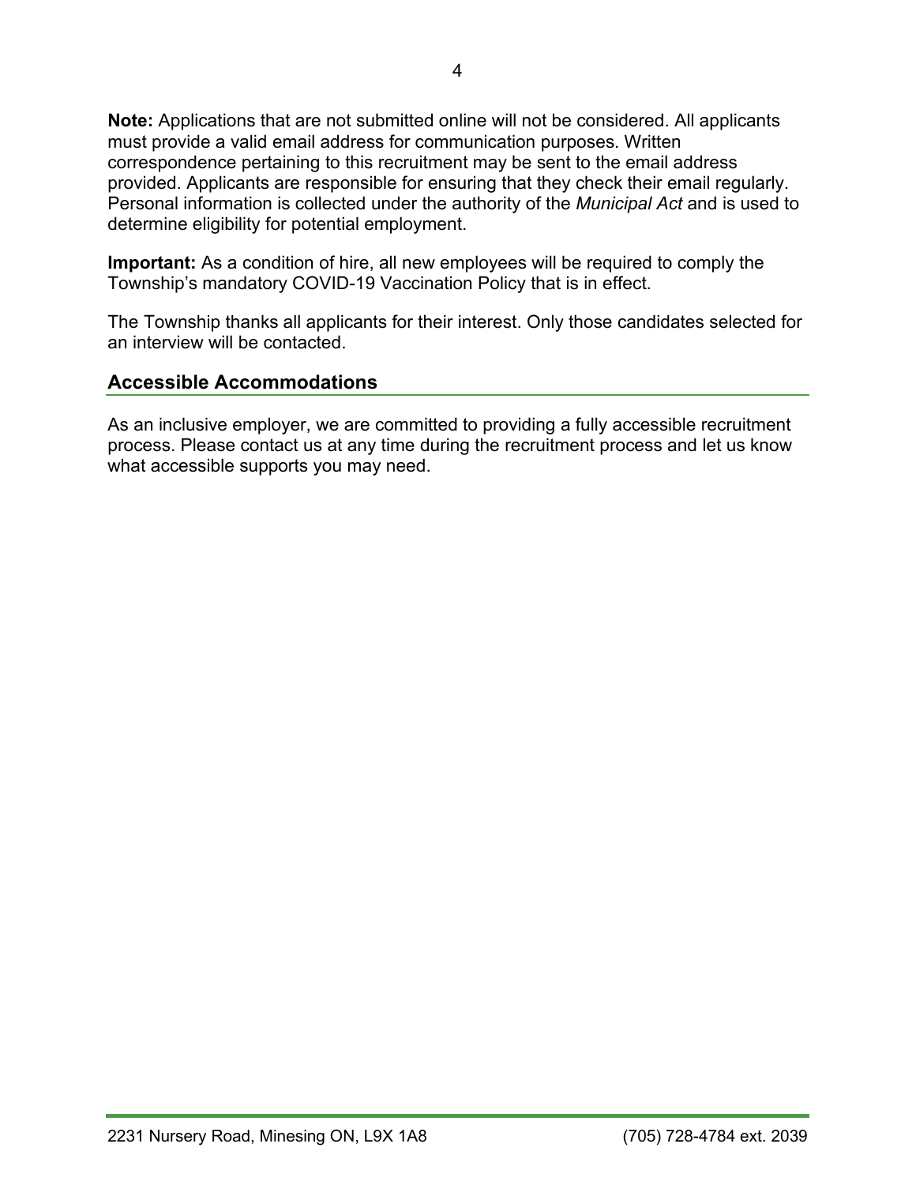**Note:** Applications that are not submitted online will not be considered. All applicants must provide a valid email address for communication purposes. Written correspondence pertaining to this recruitment may be sent to the email address provided. Applicants are responsible for ensuring that they check their email regularly. Personal information is collected under the authority of the *Municipal Act* and is used to determine eligibility for potential employment.

**Important:** As a condition of hire, all new employees will be required to comply the Township's mandatory COVID-19 Vaccination Policy that is in effect.

The Township thanks all applicants for their interest. Only those candidates selected for an interview will be contacted.

## Accessible Accommodations

As an inclusive employer, we are committed to providing a fully accessible recruitment process. Please contact us at any time during the recruitment process and let us know what accessible supports you may need.

2231 Nursery Road, Minesing ON, L9X 1A8 (705) 728-4784 ext. 2039